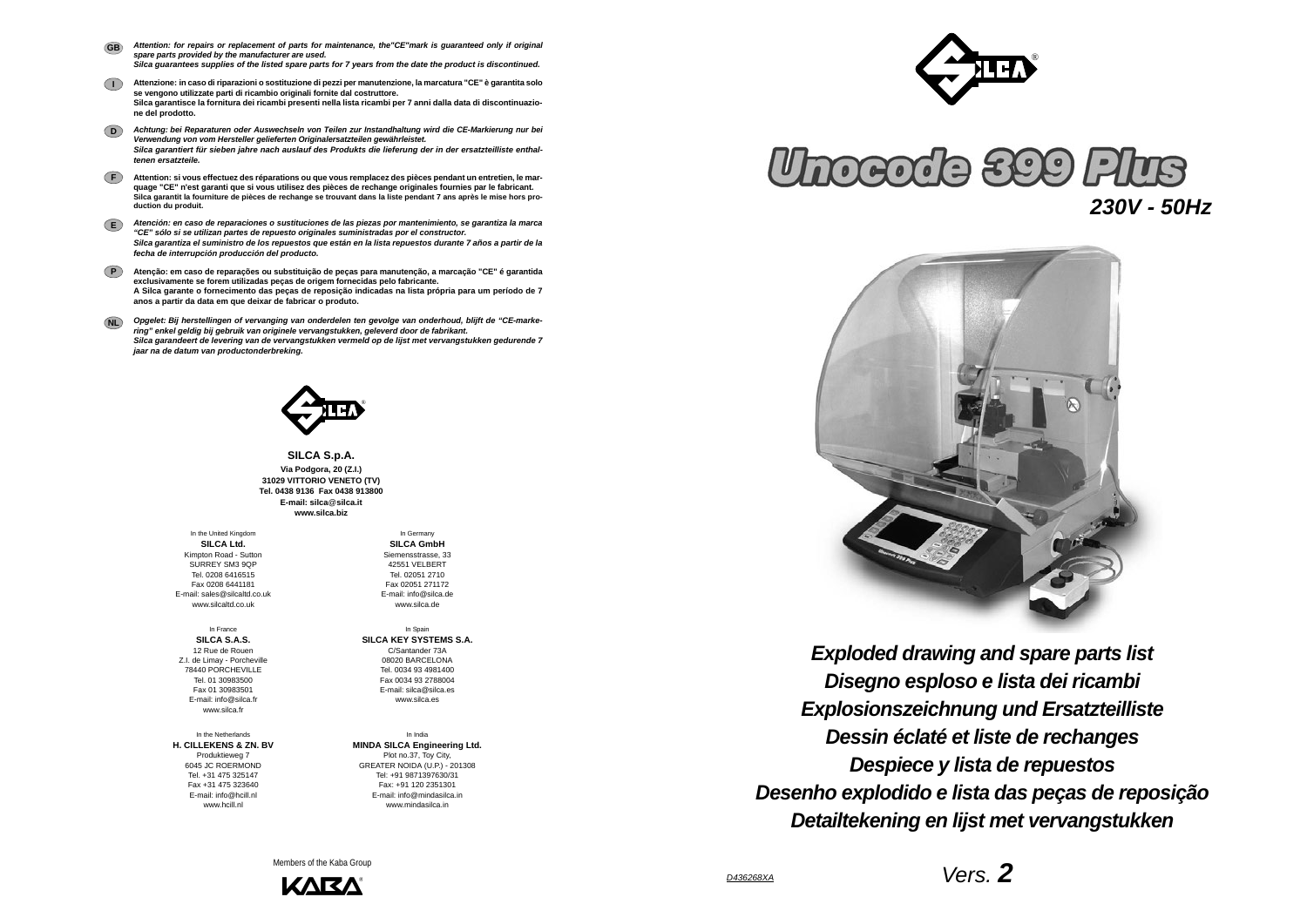**GB** *Attention: for repairs or replacement of parts for maintenance, the"CE"mark is guaranteed only if original spare parts provided by the manufacturer are used.*
*Silca guarantees supplies of the listed spare parts for 7 years from the date the product is discontinued.*

**I** **Attenzione: in caso di riparazioni o sostituzione di pezzi per manutenzione, la marcatura "CE" è garantita solo se vengono utilizzate parti di ricambio originali fornite dal costruttore.**
**Silca garantisce la fornitura dei ricambi presenti nella lista ricambi per 7 anni dalla data di discontinuazione del prodotto.**

**D** *Achtung: bei Reparaturen oder Auswechseln von Teilen zur Instandhaltung wird die CE-Markierung nur bei Verwendung von vom Hersteller gelieferten Originalersatzteilen gewährleistet.*
*Silca garantiert für sieben jahre nach auslauf des Produkts die lieferung der in der ersatzteilliste enthaltenen ersatzteile.*

**F** **Attention: si vous effectuez des réparations ou que vous remplacez des pièces pendant un entretien, le marquage "CE" n'est garanti que si vous utilisez des pièces de rechange originales fournies par le fabricant.**
**Silca garantit la fourniture de pièces de rechange se trouvant dans la liste pendant 7 ans après le mise hors production du produit.**

**E** *Atención: en caso de reparaciones o sustituciones de las piezas por mantenimiento, se garantiza la marca "CE" sólo si se utilizan partes de repuesto originales suministradas por el constructor.*
*Silca garantiza el suministro de los repuestos que están en la lista repuestos durante 7 años a partir de la fecha de interrupción producción del producto.*

**P** **Atenção: em caso de reparações ou substituição de peças para manutenção, a marcação "CE" é garantida exclusivamente se forem utilizadas peças de origem fornecidas pelo fabricante.**
**A Silca garante o fornecimento das peças de reposição indicadas na lista própria para um período de 7 anos a partir da data em que deixar de fabricar o produto.**

**NL** *Opgelet: Bij herstellingen of vervanging van onderdelen ten gevolge van onderhoud, blijft de "CE-markering" enkel geldig bij gebruik van originele vervangstukken, geleverd door de fabrikant.*
*Silca garandeert de levering van de vervangstukken vermeld op de lijst met vervangstukken gedurende 7 jaar na de datum van productonderbreking.*

**SILCA S.p.A.**
**Via Podgora, 20 (Z.I.)**
**31029 VITTORIO VENETO (TV)**
**Tel. 0438 9136 Fax 0438 913800**
**E-mail: silca@silca.it**
**www.silca.biz**

In the United Kingdom
**SILCA Ltd.**
Kimpton Road - Sutton
SURREY SM3 9QP
Tel. 0208 6416515
Fax 0208 6441181
E-mail: sales@silcaltd.co.uk
www.silcaltd.co.uk

In Germany
**SILCA GmbH**
Siemensstrasse, 33
42551 VELBERT
Tel. 02051 2710
Fax 02051 271172
E-mail: info@silca.de
www.silca.de

In France
**SILCA S.A.S.**
12 Rue de Rouen
Z.I. de Limay - Porcheville
78440 PORCHEVILLE
Tel. 01 30983500
Fax 01 30983501
E-mail: info@silca.fr
www.silca.fr

In Spain
**SILCA KEY SYSTEMS S.A.**
C/Santander 73A
08020 BARCELONA
Tel. 0034 93 4981400
Fax 0034 93 2788004
E-mail: silca@silca.es
www.silca.es

In the Netherlands
**H. CILLEKENS & ZN. BV**
Produktieweg 7
6045 JC ROERMOND
Tel. +31 475 325147
Fax +31 475 323640
E-mail: info@hcill.nl
www.hcill.nl

In India
**MINDA SILCA Engineering Ltd.**
Plot no.37, Toy City,
GREATER NOIDA (U.P.) - 201308
Tel: +91 9871397630/31
Fax: +91 120 2351301
E-mail: info@mindasilca.in
www.mindasilca.in

Members of the Kaba Group

# Unocode 399 Plus

***230V - 50Hz***

## *Exploded drawing and spare parts list*
## *Disegno esploso e lista dei ricambi*
## *Explosionszeichnung und Ersatzteilliste*
## *Dessin éclaté et liste de rechanges*
## *Despiece y lista de repuestos*
## *Desenho explodido e lista das peças de reposição*
## *Detailtekening en lijst met vervangstukken*

D436268XA

Vers. **2**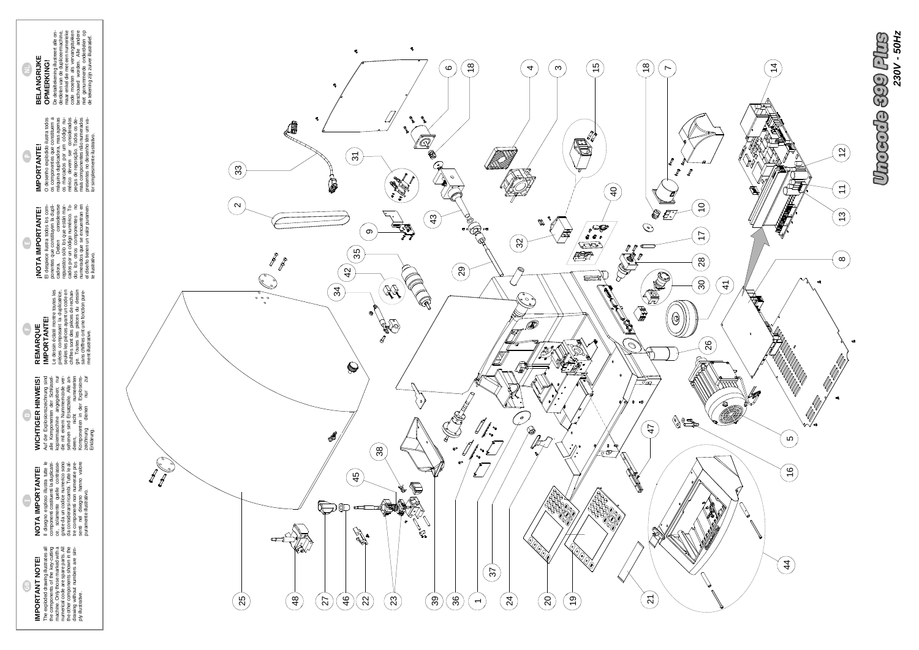## GB

### IMPORTANT NOTE!

The exploded drawing illustrates all the components of the key-cutting machine. Only those marked with a numerical code are spare parts. All the other components shown in the drawing without numbers are simply illustrative.

## I

### NOTA IMPORTANTE!

Il disegno esploso illustra tutte le componenti costituenti la duplicatrice, solamente quelle contrassegnate da un codice numerico sono da considerarsi ricambi. Tutte le altre componenti non numerate presenti nel disegno hanno valore puramente illustrativo.

## D

### WICHTIGER HINWEIS!

Auf der Explosionszeichnung sind alle Komponenten der Schlüsselkopiermaschine angegeben; nur die mit einem Nummerncode versehenen sind Ersatzteile. Alle anderen, nicht numerierten Komponenten in der Explosionszeichnung dienen nur zur Erklärung.

## F

### REMARQUE IMPORTANTE!

Le dessin éclaté montre toutes les pièces composant la duplicatrice, seules les pièces ayant un code en chiffres sont des pièces de rechange. Toutes les pièces du dessin sans chiffres ont une fonction purement illustrative.

## E

### ¡NOTA IMPORTANTE!

El despiece ilustra todos los componentes que constituyen la duplicadora. Deben considerarse repuestos sólo los que están marcados por un código numérico. Todos los otros componentes no numerados que se encuentran en el diseño tienen un valor puramente ilustrativo.

## P

### IMPORTANTE!

O desenho explodido ilustra todos os componentes que constituem a máquina duplicadora, mas apenas os marcados por um código numérico devem ser considerados peças de reposição. Todos os demais componentes não numerados presentes no desenho têm um valor simplesmente ilustrativo.

## NL

### BELANGRIJKE OPMERKING!

De detailtekening illustreert alle onderdelen van de sleutelkopieermachine, maar enkel die met een numerieke code moeten als vervangstukken beschouwd worden. Alle andere niet genummerde onderdelen op de tekening zijn zuiver illustratief.

# Unocode 399 Plus

230V - 50Hz

1 2 3 4 5 6 7 8 9 10 11 12 13 14 15 16 17 18 19 20 21 22 23 24 25 26 27 28 29 30 31 32 33 34 35 36 37 38 39 40 41 42 43 44 45 46 47 48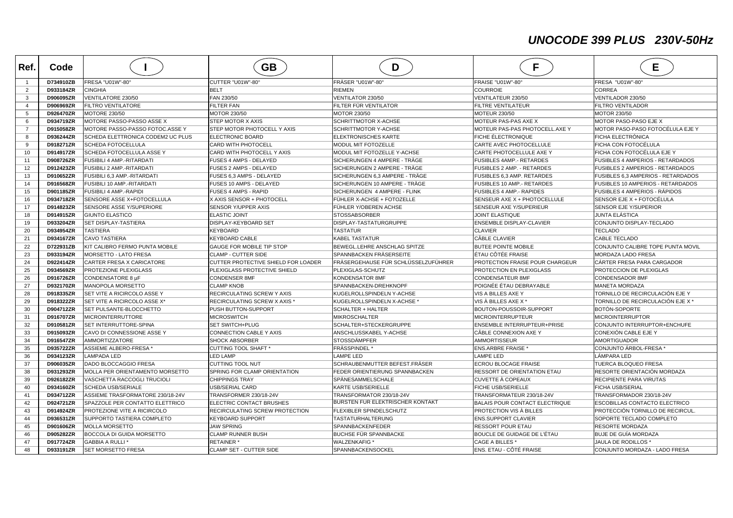# *UNOCODE 399 PLUS 230V-50Hz*

| Ref. | Code | I | GB | D | F | E |
|---|---|---|---|---|---|---|
| 1 | D734910ZB | FRESA "U01W"-80° | CUTTER "U01W"-80° | FRÄSER "U01W"-80° | FRAISE "U01W"-80° | FRESA "U01W"-80° |
| 2 | D933184ZR | CINGHIA | BELT | RIEMEN | COURROIE | CORREA |
| 3 | D906095ZR | VENTILATORE 230/50 | FAN 230/50 | VENTILATOR 230/50 | VENTILATEUR 230/50 | VENTILADOR 230/50 |
| 4 | D906969ZR | FILTRO VENTILATORE | FILTER FAN | FILTER FÜR VENTILATOR | FILTRE VENTILATEUR | FILTRO VENTILADOR |
| 5 | D926470ZR | MOTORE 230/50 | MOTOR 230/50 | MOTOR 230/50 | MOTEUR 230/50 | MOTOR 230/50 |
| 6 | D934719ZR | MOTORE PASSO-PASSO ASSE X | STEP MOTOR X AXIS | SCHRITTMOTOR X-ACHSE | MOTEUR PAS-PAS AXE X | MOTOR PASO-PASO EJE X |
| 7 | D915058ZR | MOTORE PASSO-PASSO FOTOC.ASSE Y | STEP MOTOR PHOTOCELL Y AXIS | SCHRITTMOTOR Y-ACHSE | MOTEUR PAS-PAS PHOTOCELL.AXE Y | MOTOR PASO-PASO FOTOCÉLULA EJE Y |
| 8 | D936244ZR | SCHEDA ELETTRONICA CODEM2 UC PLUS | ELECTRONIC BOARD | ELEKTRONISCHES KARTE | FICHE ÉLECTRONIQUE | FICHA ELECTRÓNICA |
| 9 | D918271ZR | SCHEDA FOTOCELLULA | CARD WITH PHOTOCELL | MODUL MIT FOTOZELLE | CARTE AVEC PHOTOCELLULE | FICHA CON FOTOCÉLULA |
| 10 | D914917ZR | SCHEDA FOTOCELLULA ASSE Y | CARD WITH PHOTOCELL Y AXIS | MODUL MIT FOTOZELLE Y-ACHSE | CARTE PHOTOCELLULE AXE Y | FICHA CON FOTOCÉLULA EJE Y |
| 11 | D908726ZR | FUSIBILI 4 AMP.-RITARDATI | FUSES 4 AMPS - DELAYED | SICHERUNGEN 4 AMPERE - TRÄGE | FUSIBLES 4AMP.- RETARDES | FUSIBLES 4 AMPERIOS - RETARDADOS |
| 12 | D912423ZR | FUSIBILI 2 AMP.-RITARDATI | FUSES 2 AMPS - DELAYED | SICHERUNGEN 2 AMPERE - TRÄGE | FUSIBLES 2 AMP. - RETARDES | FUSIBLES 2 AMPERIOS - RETARDADOS |
| 13 | D910652ZR | FUSIBILI 6,3 AMP.-RITARDATI | FUSES 6,3 AMPS - DELAYED | SICHERUNGEN 6,3 AMPERE - TRÄGE | FUSIBLES 6,3 AMP. RETARDES | FUSIBLES 6,3 AMPERIOS - RETARDADOS |
| 14 | D916568ZR | FUSIBILI 10 AMP.-RITARDATI | FUSES 10 AMPS - DELAYED | SICHERUNGEN 10 AMPERE - TRÄGE | FUSIBLES 10 AMP.- RETARDES | FUSIBLES 10 AMPERIOS - RETARDADOS |
| 15 | D901185ZR | FUSIBILI 4 AMP.-RAPIDI | FUSES 4 AMPS - RAPID | SICHERUNGEN 4 AMPERE - FLINK | FUSIBLES 4 AMP.- RAPIDES | FUSIBLES 4 AMPERIOS - RÁPIDOS |
| 16 | D934718ZR | SENSORE ASSE X+FOTOCELLULA | X AXIS SENSOR + PHOTOCELL | FÜHLER X-ACHSE + FOTOZELLE | SENSEUR AXE X + PHOTOCELLULE | SENSOR EJE X + FOTOCÉLULA |
| 17 | D914823ZR | SENSORE ASSE Y/SUPERIORE | SENSOR Y/UPPER AXIS | FÜHLER Y/OBEREN ACHSE | SENSEUR AXE Y/SUPERIEUR | SENSOR EJE Y/SUPERIOR |
| 18 | D914915ZR | GIUNTO ELASTICO | ELASTIC JOINT | STOSSABSORBER | JOINT ELASTIQUE | JUNTA ELÁSTICA |
| 19 | D933204ZR | SET DISPLAY-TASTIERA | DISPLAY-KEYBOARD SET | DISPLAY-TASTATURGRUPPE | ENSEMBLE DISPLAY-CLAVIER | CONJUNTO DISPLAY-TECLADO |
| 20 | D934954ZR | TASTIERA | KEYBOARD | TASTATUR | CLAVIER | TECLADO |
| 21 | D934167ZR | CAVO TASTIERA | KEYBOARD CABLE | KABEL TASTATUR | CÂBLE CLAVIER | CABLE TECLADO |
| 22 | D722931ZB | KIT CALIBRO FERMO PUNTA MOBILE | GAUGE FOR MOBILE TIP STOP | BEWEGL.LEHRE ANSCHLAG SPITZE | BUTEE POINTE MOBILE | CONJUNTO CALIBRE TOPE PUNTA MOVIL |
| 23 | D933194ZR | MORSETTO - LATO FRESA | CLAMP - CUTTER SIDE | SPANNBACKEN FRÄSERSEITE | ÉTAU CÔTÉE FRAISE | MORDAZA LADO FRESA |
| 24 | D922414ZR | CARTER FRESA X CARICATORE | CUTTER PROTECTIVE SHIELD FOR LOADER | FRÄSERGEHAUSE FÜR SCHLÜSSELZUFÜHRER | PROTECTION FRAISE POUR CHARGEUR | CÁRTER FRESA PARA CARGADOR |
| 25 | D934569ZR | PROTEZIONE PLEXIGLASS | PLEXIGLASS PROTECTIVE SHIELD | PLEXIGLAS-SCHUTZ | PROTECTION EN PLEXIGLASS | PROTECCION DE PLEXIGLAS |
| 26 | D916726ZR | CONDENSATORE 8 µF | CONDENSER 8MF | KONDENSATOR 8MF | CONDENSATEUR 8MF | CONDENSADOR 8MF |
| 27 | D932170ZR | MANOPOLA MORSETTO | CLAMP KNOB | SPANNBACKEN-DREHKNOPF | POIGNÉE ÉTAU DEBRAYABLE | MANETA MORDAZA |
| 28 | D918335ZR | SET VITE A RICIRCOLO ASSE Y | RECIRCULATING SCREW Y AXIS | KUGELROLLSPINDELN Y-ACHSE | VIS A BILLES AXE Y | TORNILLO DE RECIRCULACIÓN EJE Y |
| 29 | D918322ZR | SET VITE A RICIRCOLO ASSE X* | RECIRCULATING SCREW X AXIS * | KUGELROLLSPINDELN X-ACHSE * | VIS À BILLES AXE X * | TORNILLO DE RECIRCULACIÓN EJE X * |
| 30 | D904712ZR | SET PULSANTE-BLOCCHETTO | PUSH BUTTON-SUPPORT | SCHALTER + HALTER | BOUTON-POUSSOIR-SUPPORT | BOTÓN-SOPORTE |
| 31 | D916707ZR | MICROINTERRUTTORE | MICROSWITCH | MIKROSCHALTER | MICROINTERRUPTEUR | MICROINTERRUPTOR |
| 32 | D910581ZR | SET INTERRUTTORE-SPINA | SET SWITCH+PLUG | SCHALTER+STECKERGRUPPE | ENSEMBLE INTERRUPTEUR+PRISE | CONJUNTO INTERRUPTOR+ENCHUFE |
| 33 | D915093ZR | CAVO DI CONNESSIONE ASSE Y | CONNECTION CABLE Y AXIS | ANSCHLUSSKABEL Y-ACHSE | CÂBLE CONNEXION AXE Y | CONEXIÓN CABLE EJE Y |
| 34 | D916547ZR | AMMORTIZZATORE | SHOCK ABSORBER | STOSSDÄMPFER | AMMORTISSEUR | AMORTIGUADOR |
| 35 | D935722ZR | ASSIEME ALBERO-FRESA * | CUTTING TOOL SHAFT * | FRÄSSPINDEL * | ENS.ARBRE FRAISE * | CONJUNTO ÁRBOL-FRESA * |
| 36 | D934123ZR | LAMPADA LED | LED LAMP | LAMPE LED | LAMPE LED | LÁMPARA LED |
| 37 | D906035ZR | DADO BLOCCAGGIO FRESA | CUTTING TOOL NUT | SCHRAUBENMUTTER BEFEST.FRÄSER | ECROU BLOCAGE FRAISE | TUERCA BLOQUEO FRESA |
| 38 | D931293ZR | MOLLA PER ORIENTAMENTO MORSETTO | SPRING FOR CLAMP ORIENTATION | FEDER ORIENTIERUNG SPANNBACKEN | RESSORT DE ORIENTATION ETAU | RESORTE ORIENTACIÓN MORDAZA |
| 39 | D926182ZR | VASCHETTA RACCOGLI TRUCIOLI | CHIPPINGS TRAY | SPÄNESAMMELSCHALE | CUVETTE À COPEAUX | RECIPIENTE PARA VIRUTAS |
| 40 | D934160ZR | SCHEDA USB/SERIALE | USB/SERIAL CARD | KARTE USB/SERIELLE | FICHE USB/SERIELLE | FICHA USB/SERIAL |
| 41 | D934712ZR | ASSIEME TRASFORMATORE 230/18-24V | TRANSFORMER 230/18-24V | TRANSFORMATOR 230/18-24V | TRANSFORMATEUR 230/18-24V | TRANSFORMADOR 230/18-24V |
| 42 | D924721ZR | SPAZZOLE PER CONTATTO ELETTRICO | ELECTRIC CONTACT BRUSHES | BÜRSTEN FÜR ELEKTRISCHER KONTAKT | BALAIS POUR CONTACT ELECTRIQUE | ESCOBILLAS CONTACTO ELECTRICO |
| 43 | D914924ZR | PROTEZIONE VITE A RICIRCOLO | RECIRCULATING SCREW PROTECTION | FLEXIBLER SPINDELSCHUTZ | PROTECTION VIS À BILLES | PROTECCIÓN TORNILLO DE RECIRCUL. |
| 44 | D936531ZR | SUPPORTO TASTIERA COMPLETO | KEYBOARD SUPPORT | TASTATURHALTERUNG | ENS.SUPPORT CLAVIER | SOPORTE TECLADO COMPLETO |
| 45 | D901606ZR | MOLLA MORSETTO | JAW SPRING | SPANNBACKENFEDER | RESSORT POUR ETAU | RESORTE MORDAZA |
| 46 | D905282ZR | BOCCOLA DI GUIDA MORSETTO | CLAMP RUNNER BUSH | BUCHSE FÜR SPANNBACKE | BOUCLE DE GUIDAGE DE L'ÉTAU | BUJE DE GUÍA MORDAZA |
| 47 | D917724ZR | GABBIA A RULLI * | RETAINER * | WALZENKAFIG * | CAGE A BILLES * | JAULA DE RODILLOS * |
| 48 | D933191ZR | SET MORSETTO FRESA | CLAMP SET - CUTTER SIDE | SPANNBACKENSOCKEL | ENS. ETAU - CÔTÉ FRAISE | CONJUNTO MORDAZA - LADO FRESA |